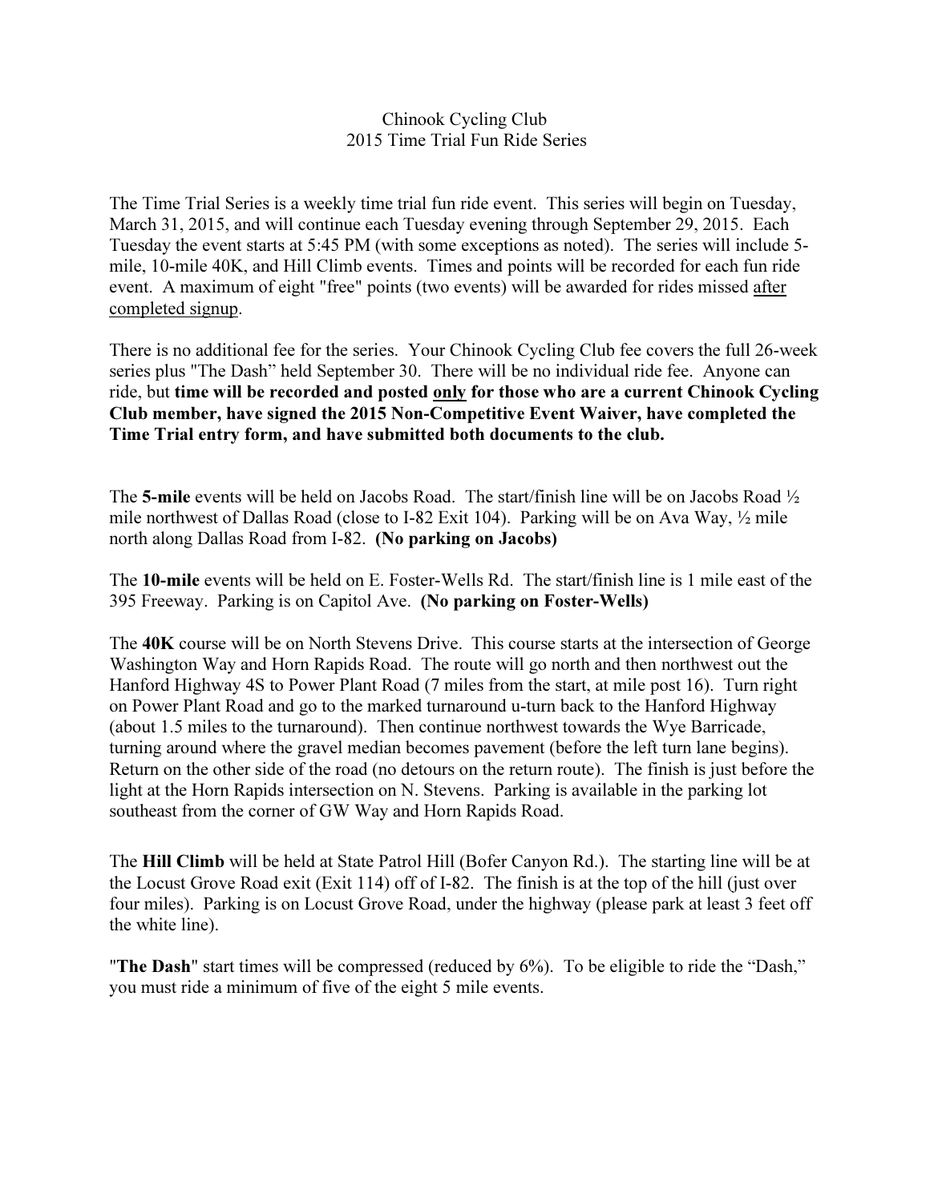# Chinook Cycling Club
## 2015 Time Trial Fun Ride Series

The Time Trial Series is a weekly time trial fun ride event. This series will begin on Tuesday, March 31, 2015, and will continue each Tuesday evening through September 29, 2015. Each Tuesday the event starts at 5:45 PM (with some exceptions as noted). The series will include 5-mile, 10-mile 40K, and Hill Climb events. Times and points will be recorded for each fun ride event. A maximum of eight "free" points (two events) will be awarded for rides missed <u>after completed signup</u>.

There is no additional fee for the series. Your Chinook Cycling Club fee covers the full 26-week series plus "The Dash" held September 30. There will be no individual ride fee. Anyone can ride, but **time will be recorded and posted <u>only</u> for those who are a current Chinook Cycling Club member, have signed the 2015 Non-Competitive Event Waiver, have completed the Time Trial entry form, and have submitted both documents to the club.**

The **5-mile** events will be held on Jacobs Road. The start/finish line will be on Jacobs Road ½ mile northwest of Dallas Road (close to I-82 Exit 104). Parking will be on Ava Way, ½ mile north along Dallas Road from I-82. **(No parking on Jacobs)**

The **10-mile** events will be held on E. Foster-Wells Rd. The start/finish line is 1 mile east of the 395 Freeway. Parking is on Capitol Ave. **(No parking on Foster-Wells)**

The **40K** course will be on North Stevens Drive. This course starts at the intersection of George Washington Way and Horn Rapids Road. The route will go north and then northwest out the Hanford Highway 4S to Power Plant Road (7 miles from the start, at mile post 16). Turn right on Power Plant Road and go to the marked turnaround u-turn back to the Hanford Highway (about 1.5 miles to the turnaround). Then continue northwest towards the Wye Barricade, turning around where the gravel median becomes pavement (before the left turn lane begins). Return on the other side of the road (no detours on the return route). The finish is just before the light at the Horn Rapids intersection on N. Stevens. Parking is available in the parking lot southeast from the corner of GW Way and Horn Rapids Road.

The **Hill Climb** will be held at State Patrol Hill (Bofer Canyon Rd.). The starting line will be at the Locust Grove Road exit (Exit 114) off of I-82. The finish is at the top of the hill (just over four miles). Parking is on Locust Grove Road, under the highway (please park at least 3 feet off the white line).

"**The Dash**" start times will be compressed (reduced by 6%). To be eligible to ride the "Dash," you must ride a minimum of five of the eight 5 mile events.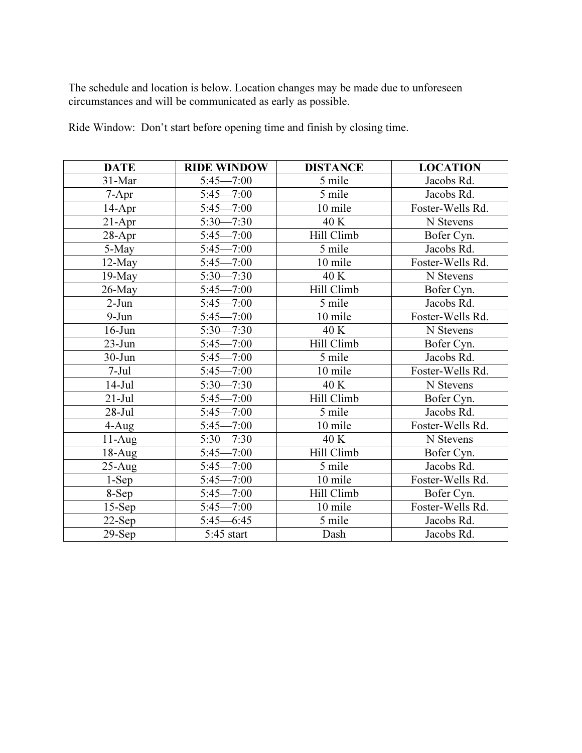The schedule and location is below. Location changes may be made due to unforeseen circumstances and will be communicated as early as possible.

Ride Window: Don’t start before opening time and finish by closing time.

| DATE | RIDE WINDOW | DISTANCE | LOCATION |
|---|---|---|---|
| 31-Mar | 5:45—7:00 | 5 mile | Jacobs Rd. |
| 7-Apr | 5:45—7:00 | 5 mile | Jacobs Rd. |
| 14-Apr | 5:45—7:00 | 10 mile | Foster-Wells Rd. |
| 21-Apr | 5:30—7:30 | 40 K | N Stevens |
| 28-Apr | 5:45—7:00 | Hill Climb | Bofer Cyn. |
| 5-May | 5:45—7:00 | 5 mile | Jacobs Rd. |
| 12-May | 5:45—7:00 | 10 mile | Foster-Wells Rd. |
| 19-May | 5:30—7:30 | 40 K | N Stevens |
| 26-May | 5:45—7:00 | Hill Climb | Bofer Cyn. |
| 2-Jun | 5:45—7:00 | 5 mile | Jacobs Rd. |
| 9-Jun | 5:45—7:00 | 10 mile | Foster-Wells Rd. |
| 16-Jun | 5:30—7:30 | 40 K | N Stevens |
| 23-Jun | 5:45—7:00 | Hill Climb | Bofer Cyn. |
| 30-Jun | 5:45—7:00 | 5 mile | Jacobs Rd. |
| 7-Jul | 5:45—7:00 | 10 mile | Foster-Wells Rd. |
| 14-Jul | 5:30—7:30 | 40 K | N Stevens |
| 21-Jul | 5:45—7:00 | Hill Climb | Bofer Cyn. |
| 28-Jul | 5:45—7:00 | 5 mile | Jacobs Rd. |
| 4-Aug | 5:45—7:00 | 10 mile | Foster-Wells Rd. |
| 11-Aug | 5:30—7:30 | 40 K | N Stevens |
| 18-Aug | 5:45—7:00 | Hill Climb | Bofer Cyn. |
| 25-Aug | 5:45—7:00 | 5 mile | Jacobs Rd. |
| 1-Sep | 5:45—7:00 | 10 mile | Foster-Wells Rd. |
| 8-Sep | 5:45—7:00 | Hill Climb | Bofer Cyn. |
| 15-Sep | 5:45—7:00 | 10 mile | Foster-Wells Rd. |
| 22-Sep | 5:45—6:45 | 5 mile | Jacobs Rd. |
| 29-Sep | 5:45 start | Dash | Jacobs Rd. |